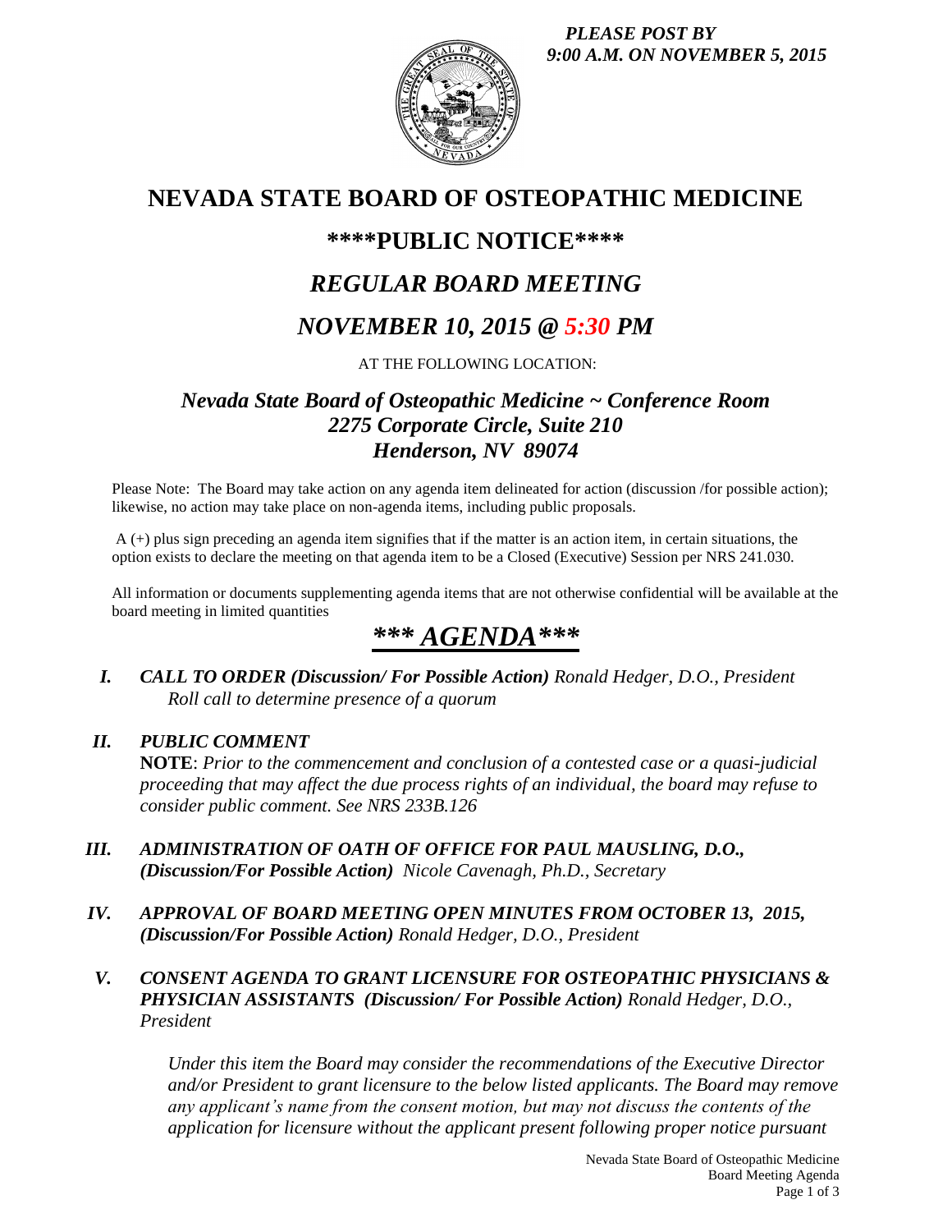*PLEASE POST BY*
*9:00 A.M. ON NOVEMBER 5, 2015*

# NEVADA STATE BOARD OF OSTEOPATHIC MEDICINE

## \*\*\*\*PUBLIC NOTICE\*\*\*\*

## *REGULAR BOARD MEETING*

## *NOVEMBER 10, 2015 @ 5:30 PM*

AT THE FOLLOWING LOCATION:

### *Nevada State Board of Osteopathic Medicine ~ Conference Room*
### *2275 Corporate Circle, Suite 210*
### *Henderson, NV 89074*

Please Note: The Board may take action on any agenda item delineated for action (discussion /for possible action); likewise, no action may take place on non-agenda items, including public proposals.

A (+) plus sign preceding an agenda item signifies that if the matter is an action item, in certain situations, the option exists to declare the meeting on that agenda item to be a Closed (Executive) Session per NRS 241.030.

All information or documents supplementing agenda items that are not otherwise confidential will be available at the board meeting in limited quantities

## *\*\*\* AGENDA\*\*\**

**I.** ***CALL TO ORDER (Discussion/ For Possible Action)*** *Ronald Hedger, D.O., President*
*Roll call to determine presence of a quorum*

**II.** ***PUBLIC COMMENT***
**NOTE**: *Prior to the commencement and conclusion of a contested case or a quasi-judicial proceeding that may affect the due process rights of an individual, the board may refuse to consider public comment. See NRS 233B.126*

**III.** ***ADMINISTRATION OF OATH OF OFFICE FOR PAUL MAUSLING, D.O., (Discussion/For Possible Action)*** *Nicole Cavenagh, Ph.D., Secretary*

**IV.** ***APPROVAL OF BOARD MEETING OPEN MINUTES FROM OCTOBER 13, 2015, (Discussion/For Possible Action)*** *Ronald Hedger, D.O., President*

**V.** ***CONSENT AGENDA TO GRANT LICENSURE FOR OSTEOPATHIC PHYSICIANS & PHYSICIAN ASSISTANTS (Discussion/ For Possible Action)*** *Ronald Hedger, D.O., President*

*Under this item the Board may consider the recommendations of the Executive Director and/or President to grant licensure to the below listed applicants. The Board may remove any applicant's name from the consent motion, but may not discuss the contents of the application for licensure without the applicant present following proper notice pursuant*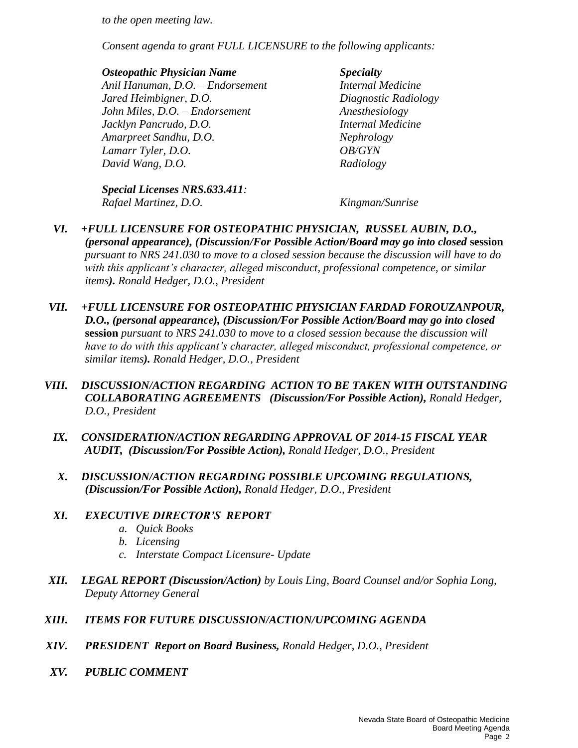*to the open meeting law.*

*Consent agenda to grant FULL LICENSURE to the following applicants:*

| ***Osteopathic Physician Name*** | ***Specialty*** |
|---|---|
| *Anil Hanuman, D.O. – Endorsement* | *Internal Medicine* |
| *Jared Heimbigner, D.O.* | *Diagnostic Radiology* |
| *John Miles, D.O. – Endorsement* | *Anesthesiology* |
| *Jacklyn Pancrudo, D.O.* | *Internal Medicine* |
| *Amarpreet Sandhu, D.O.* | *Nephrology* |
| *Lamarr Tyler, D.O.* | *OB/GYN* |
| *David Wang, D.O.* | *Radiology* |

***Special Licenses NRS.633.411****:*

| | |
|---|---|
| *Rafael Martinez, D.O.* | *Kingman/Sunrise* |

VI. ***+FULL LICENSURE FOR OSTEOPATHIC PHYSICIAN, RUSSEL AUBIN, D.O., (personal appearance), (Discussion/For Possible Action/Board may go into closed*** **session** *pursuant to NRS 241.030 to move to a closed session because the discussion will have to do with this applicant's character, alleged misconduct, professional competence, or similar items****).*** *Ronald Hedger, D.O., President*

VII. ***+FULL LICENSURE FOR OSTEOPATHIC PHYSICIAN FARDAD FOROUZANPOUR, D.O., (personal appearance), (Discussion/For Possible Action/Board may go into closed*** **session** *pursuant to NRS 241.030 to move to a closed session because the discussion will have to do with this applicant's character, alleged misconduct, professional competence, or similar items****).*** *Ronald Hedger, D.O., President*

VIII. ***DISCUSSION/ACTION REGARDING ACTION TO BE TAKEN WITH OUTSTANDING COLLABORATING AGREEMENTS (Discussion/For Possible Action),*** *Ronald Hedger, D.O., President*

IX. ***CONSIDERATION/ACTION REGARDING APPROVAL OF 2014-15 FISCAL YEAR AUDIT, (Discussion/For Possible Action),*** *Ronald Hedger, D.O., President*

X. ***DISCUSSION/ACTION REGARDING POSSIBLE UPCOMING REGULATIONS, (Discussion/For Possible Action),*** *Ronald Hedger, D.O., President*

XI. ***EXECUTIVE DIRECTOR'S REPORT***
   - a. *Quick Books*
   - b. *Licensing*
   - c. *Interstate Compact Licensure- Update*

XII. ***LEGAL REPORT (Discussion/Action)*** *by Louis Ling, Board Counsel and/or Sophia Long, Deputy Attorney General*

XIII. ***ITEMS FOR FUTURE DISCUSSION/ACTION/UPCOMING AGENDA***

XIV. ***PRESIDENT Report on Board Business,*** *Ronald Hedger, D.O., President*

XV. ***PUBLIC COMMENT***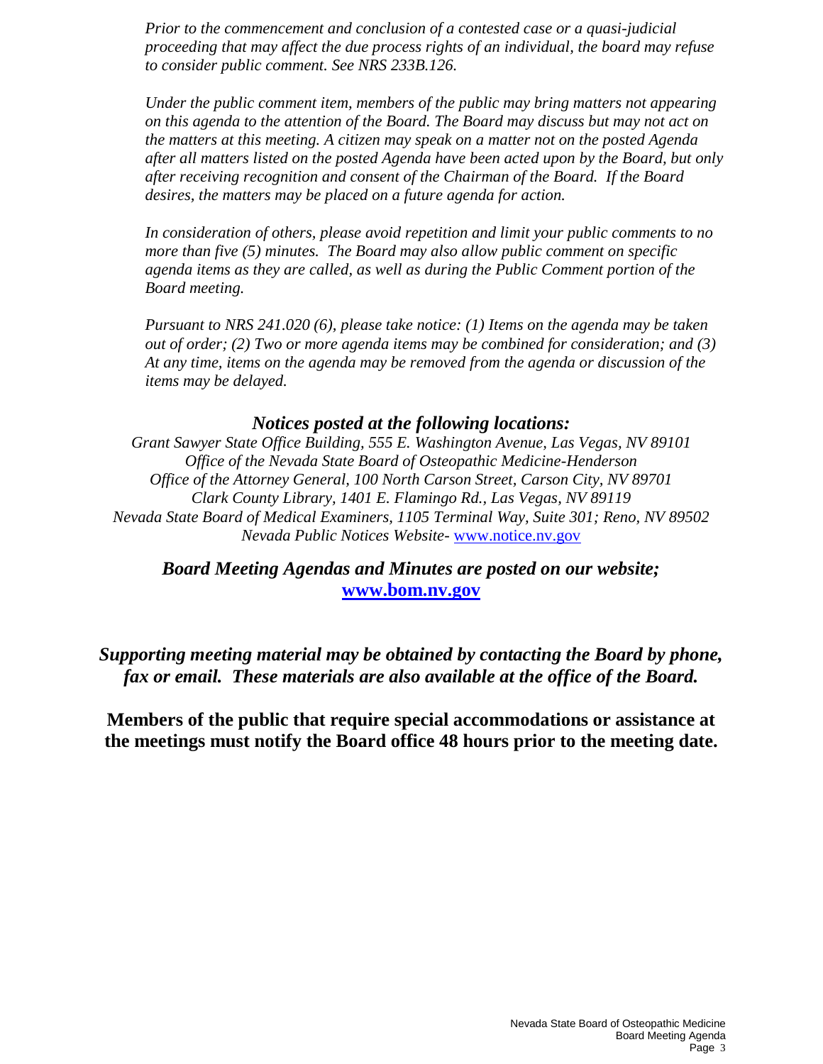*Prior to the commencement and conclusion of a contested case or a quasi-judicial proceeding that may affect the due process rights of an individual, the board may refuse to consider public comment. See NRS 233B.126.*

*Under the public comment item, members of the public may bring matters not appearing on this agenda to the attention of the Board. The Board may discuss but may not act on the matters at this meeting. A citizen may speak on a matter not on the posted Agenda after all matters listed on the posted Agenda have been acted upon by the Board, but only after receiving recognition and consent of the Chairman of the Board. If the Board desires, the matters may be placed on a future agenda for action.*

*In consideration of others, please avoid repetition and limit your public comments to no more than five (5) minutes. The Board may also allow public comment on specific agenda items as they are called, as well as during the Public Comment portion of the Board meeting.*

*Pursuant to NRS 241.020 (6), please take notice: (1) Items on the agenda may be taken out of order; (2) Two or more agenda items may be combined for consideration; and (3) At any time, items on the agenda may be removed from the agenda or discussion of the items may be delayed.*

***Notices posted at the following locations:***

*Grant Sawyer State Office Building, 555 E. Washington Avenue, Las Vegas, NV 89101*
*Office of the Nevada State Board of Osteopathic Medicine-Henderson*
*Office of the Attorney General, 100 North Carson Street, Carson City, NV 89701*
*Clark County Library, 1401 E. Flamingo Rd., Las Vegas, NV 89119*
*Nevada State Board of Medical Examiners, 1105 Terminal Way, Suite 301; Reno, NV 89502*
*Nevada Public Notices Website-* www.notice.nv.gov

***Board Meeting Agendas and Minutes are posted on our website;***
**www.bom.nv.gov**

***Supporting meeting material may be obtained by contacting the Board by phone, fax or email. These materials are also available at the office of the Board.***

**Members of the public that require special accommodations or assistance at the meetings must notify the Board office 48 hours prior to the meeting date.**